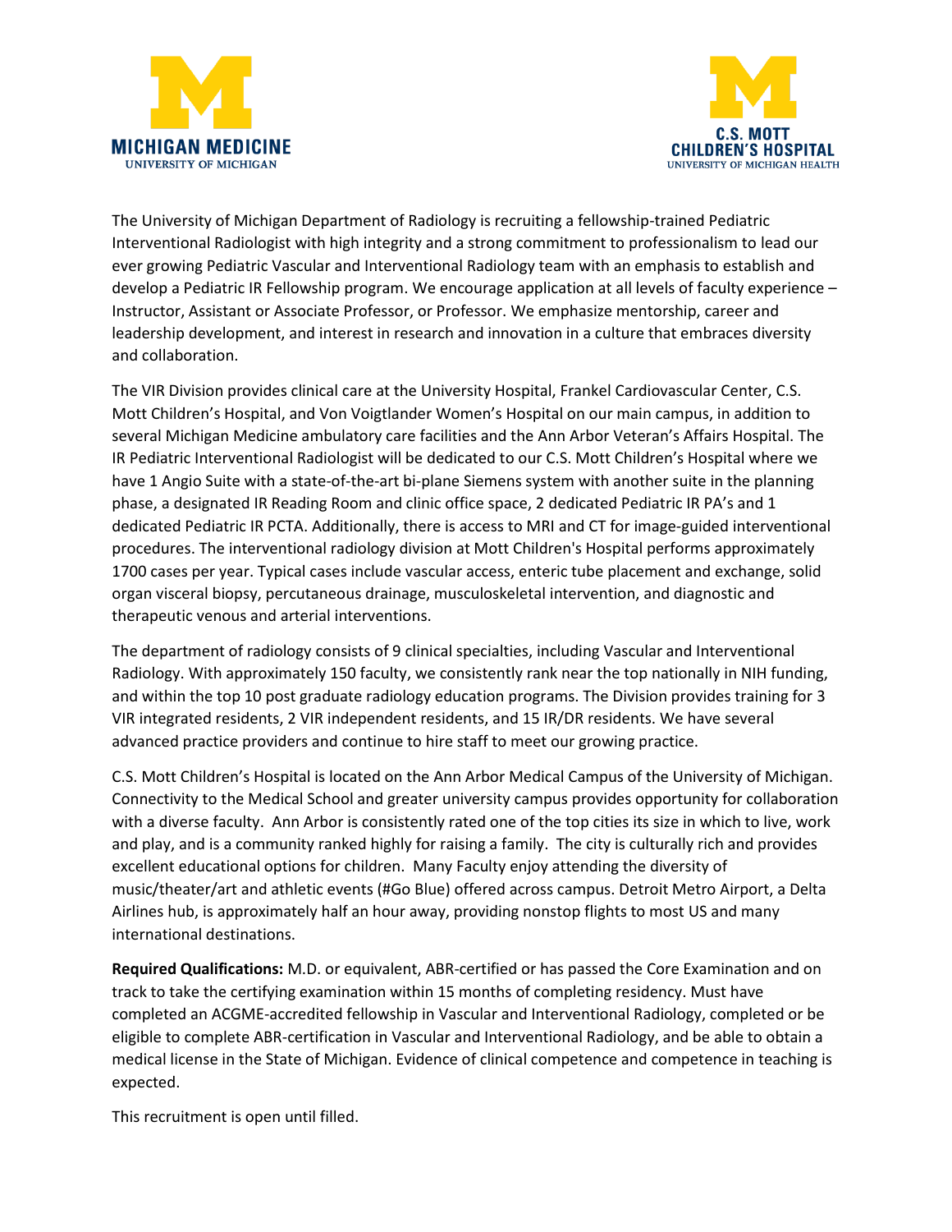MICHIGAN MEDICINE
UNIVERSITY OF MICHIGAN

C.S. MOTT
CHILDREN'S HOSPITAL
UNIVERSITY OF MICHIGAN HEALTH

The University of Michigan Department of Radiology is recruiting a fellowship-trained Pediatric Interventional Radiologist with high integrity and a strong commitment to professionalism to lead our ever growing Pediatric Vascular and Interventional Radiology team with an emphasis to establish and develop a Pediatric IR Fellowship program. We encourage application at all levels of faculty experience – Instructor, Assistant or Associate Professor, or Professor. We emphasize mentorship, career and leadership development, and interest in research and innovation in a culture that embraces diversity and collaboration.

The VIR Division provides clinical care at the University Hospital, Frankel Cardiovascular Center, C.S. Mott Children's Hospital, and Von Voigtlander Women's Hospital on our main campus, in addition to several Michigan Medicine ambulatory care facilities and the Ann Arbor Veteran's Affairs Hospital. The IR Pediatric Interventional Radiologist will be dedicated to our C.S. Mott Children's Hospital where we have 1 Angio Suite with a state-of-the-art bi-plane Siemens system with another suite in the planning phase, a designated IR Reading Room and clinic office space, 2 dedicated Pediatric IR PA's and 1 dedicated Pediatric IR PCTA. Additionally, there is access to MRI and CT for image-guided interventional procedures. The interventional radiology division at Mott Children's Hospital performs approximately 1700 cases per year. Typical cases include vascular access, enteric tube placement and exchange, solid organ visceral biopsy, percutaneous drainage, musculoskeletal intervention, and diagnostic and therapeutic venous and arterial interventions.

The department of radiology consists of 9 clinical specialties, including Vascular and Interventional Radiology. With approximately 150 faculty, we consistently rank near the top nationally in NIH funding, and within the top 10 post graduate radiology education programs. The Division provides training for 3 VIR integrated residents, 2 VIR independent residents, and 15 IR/DR residents. We have several advanced practice providers and continue to hire staff to meet our growing practice.

C.S. Mott Children's Hospital is located on the Ann Arbor Medical Campus of the University of Michigan. Connectivity to the Medical School and greater university campus provides opportunity for collaboration with a diverse faculty. Ann Arbor is consistently rated one of the top cities its size in which to live, work and play, and is a community ranked highly for raising a family. The city is culturally rich and provides excellent educational options for children. Many Faculty enjoy attending the diversity of music/theater/art and athletic events (#Go Blue) offered across campus. Detroit Metro Airport, a Delta Airlines hub, is approximately half an hour away, providing nonstop flights to most US and many international destinations.

**Required Qualifications:** M.D. or equivalent, ABR-certified or has passed the Core Examination and on track to take the certifying examination within 15 months of completing residency. Must have completed an ACGME-accredited fellowship in Vascular and Interventional Radiology, completed or be eligible to complete ABR-certification in Vascular and Interventional Radiology, and be able to obtain a medical license in the State of Michigan. Evidence of clinical competence and competence in teaching is expected.

This recruitment is open until filled.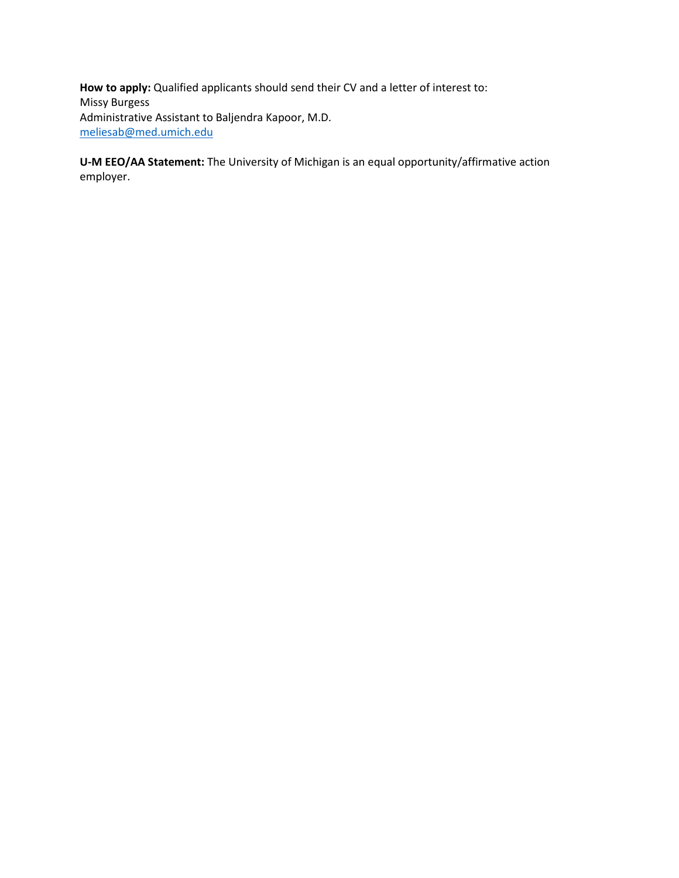**How to apply:** Qualified applicants should send their CV and a letter of interest to:
Missy Burgess
Administrative Assistant to Baljendra Kapoor, M.D.
meliesab@med.umich.edu

**U-M EEO/AA Statement:** The University of Michigan is an equal opportunity/affirmative action employer.